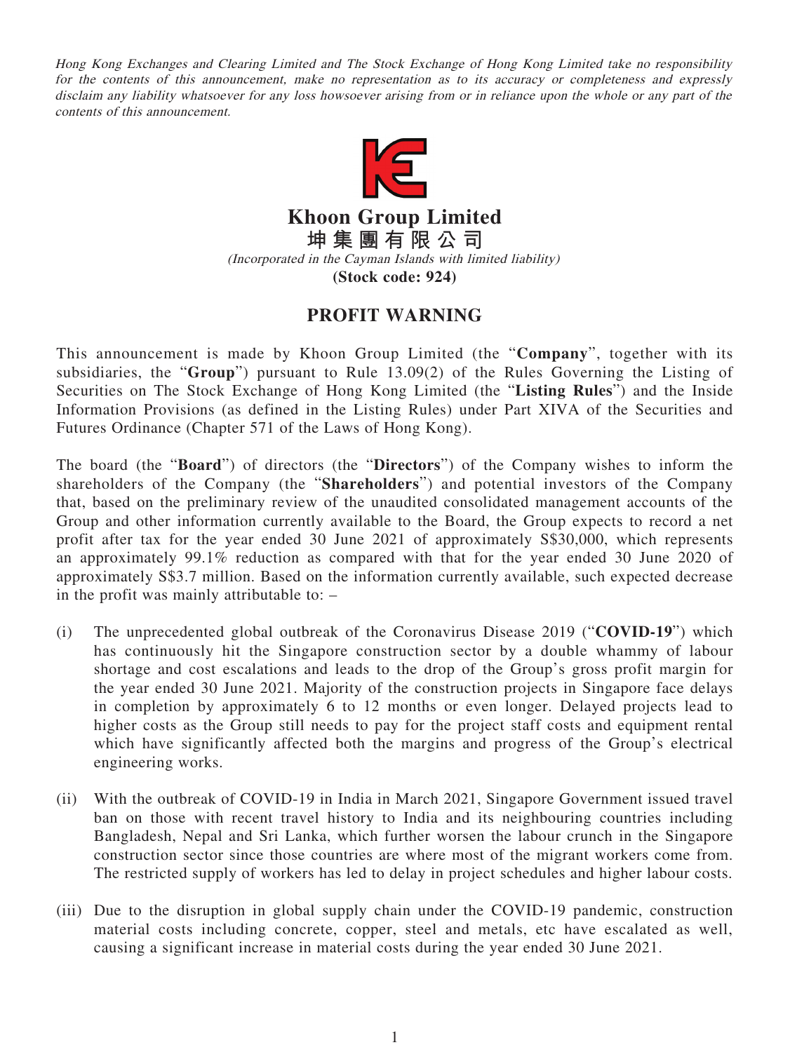*Hong Kong Exchanges and Clearing Limited and The Stock Exchange of Hong Kong Limited take no responsibility for the contents of this announcement, make no representation as to its accuracy or completeness and expressly disclaim any liability whatsoever for any loss howsoever arising from or in reliance upon the whole or any part of the contents of this announcement.*

# Khoon Group Limited
# 坤集團有限公司

*(Incorporated in the Cayman Islands with limited liability)*

**(Stock code: 924)**

## PROFIT WARNING

This announcement is made by Khoon Group Limited (the "**Company**", together with its subsidiaries, the "**Group**") pursuant to Rule 13.09(2) of the Rules Governing the Listing of Securities on The Stock Exchange of Hong Kong Limited (the "**Listing Rules**") and the Inside Information Provisions (as defined in the Listing Rules) under Part XIVA of the Securities and Futures Ordinance (Chapter 571 of the Laws of Hong Kong).

The board (the "**Board**") of directors (the "**Directors**") of the Company wishes to inform the shareholders of the Company (the "**Shareholders**") and potential investors of the Company that, based on the preliminary review of the unaudited consolidated management accounts of the Group and other information currently available to the Board, the Group expects to record a net profit after tax for the year ended 30 June 2021 of approximately S$30,000, which represents an approximately 99.1% reduction as compared with that for the year ended 30 June 2020 of approximately S$3.7 million. Based on the information currently available, such expected decrease in the profit was mainly attributable to: –

(i) The unprecedented global outbreak of the Coronavirus Disease 2019 ("**COVID-19**") which has continuously hit the Singapore construction sector by a double whammy of labour shortage and cost escalations and leads to the drop of the Group's gross profit margin for the year ended 30 June 2021. Majority of the construction projects in Singapore face delays in completion by approximately 6 to 12 months or even longer. Delayed projects lead to higher costs as the Group still needs to pay for the project staff costs and equipment rental which have significantly affected both the margins and progress of the Group's electrical engineering works.

(ii) With the outbreak of COVID-19 in India in March 2021, Singapore Government issued travel ban on those with recent travel history to India and its neighbouring countries including Bangladesh, Nepal and Sri Lanka, which further worsen the labour crunch in the Singapore construction sector since those countries are where most of the migrant workers come from. The restricted supply of workers has led to delay in project schedules and higher labour costs.

(iii) Due to the disruption in global supply chain under the COVID-19 pandemic, construction material costs including concrete, copper, steel and metals, etc have escalated as well, causing a significant increase in material costs during the year ended 30 June 2021.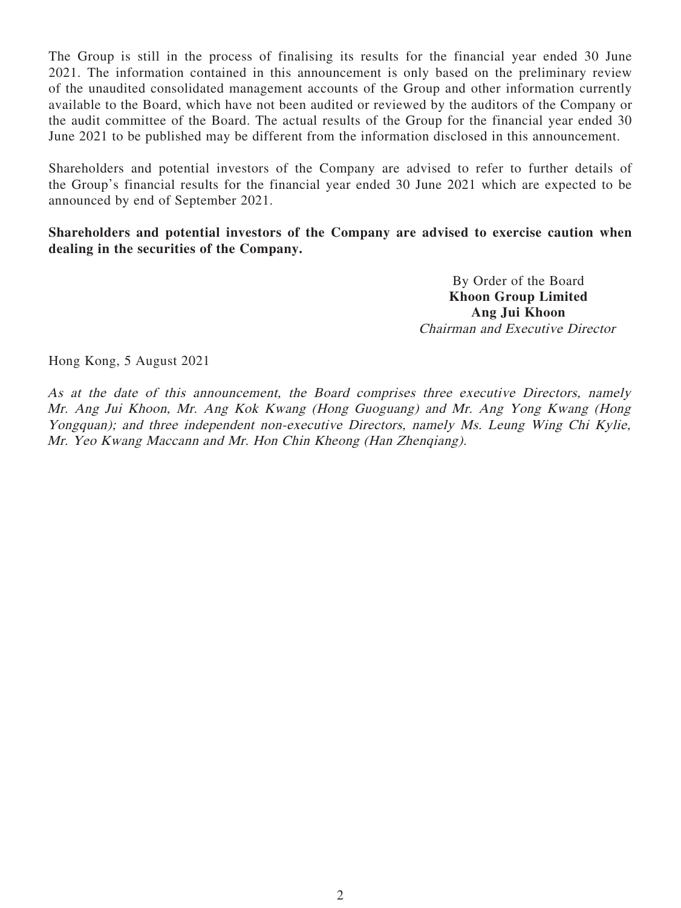The Group is still in the process of finalising its results for the financial year ended 30 June 2021. The information contained in this announcement is only based on the preliminary review of the unaudited consolidated management accounts of the Group and other information currently available to the Board, which have not been audited or reviewed by the auditors of the Company or the audit committee of the Board. The actual results of the Group for the financial year ended 30 June 2021 to be published may be different from the information disclosed in this announcement.

Shareholders and potential investors of the Company are advised to refer to further details of the Group's financial results for the financial year ended 30 June 2021 which are expected to be announced by end of September 2021.

**Shareholders and potential investors of the Company are advised to exercise caution when dealing in the securities of the Company.**

By Order of the Board
**Khoon Group Limited**
**Ang Jui Khoon**
*Chairman and Executive Director*

Hong Kong, 5 August 2021

*As at the date of this announcement, the Board comprises three executive Directors, namely Mr. Ang Jui Khoon, Mr. Ang Kok Kwang (Hong Guoguang) and Mr. Ang Yong Kwang (Hong Yongquan); and three independent non-executive Directors, namely Ms. Leung Wing Chi Kylie, Mr. Yeo Kwang Maccann and Mr. Hon Chin Kheong (Han Zhenqiang).*